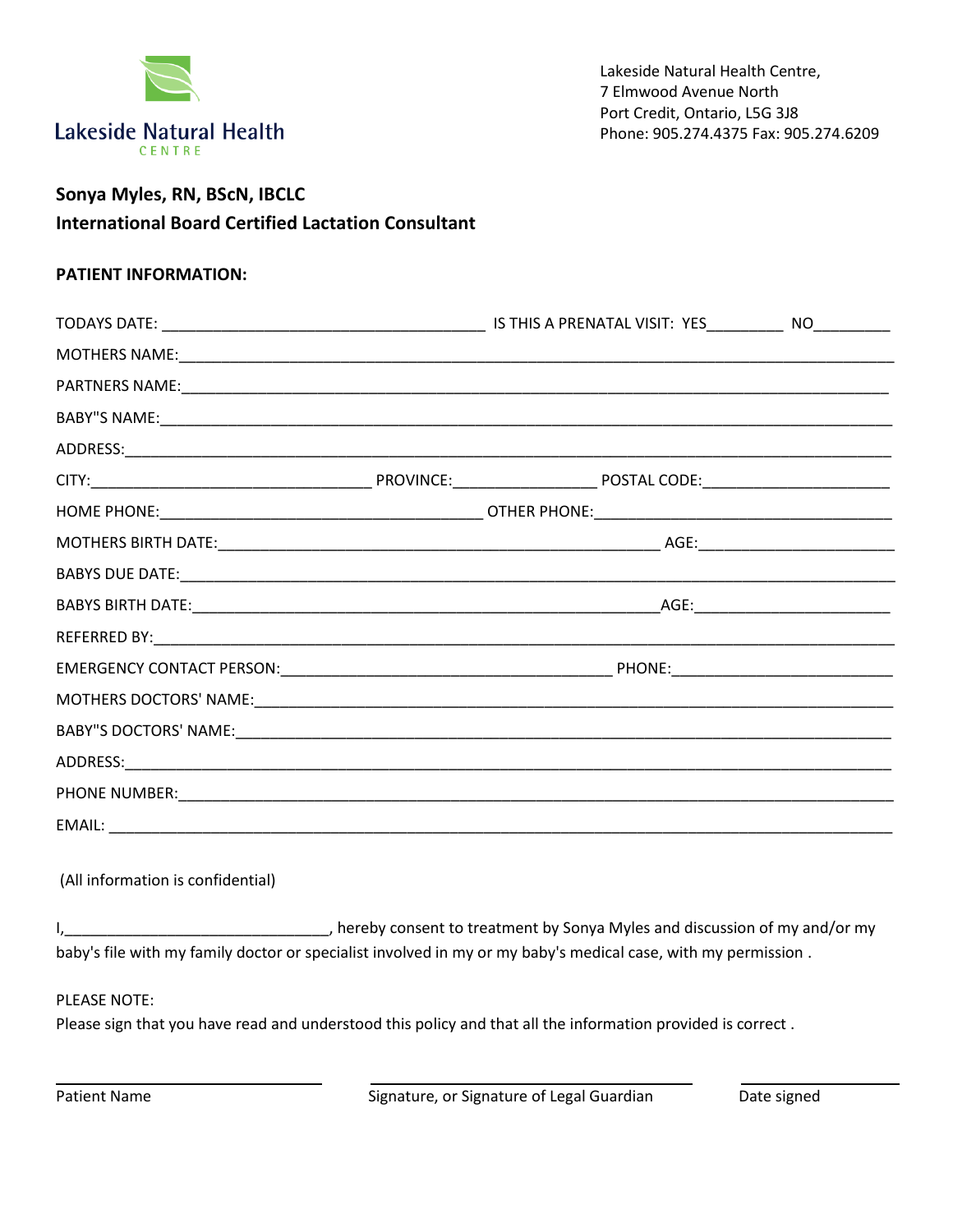Lakeside Natural Health
CENTRE

Lakeside Natural Health Centre,
7 Elmwood Avenue North
Port Credit, Ontario, L5G 3J8
Phone: 905.274.4375 Fax: 905.274.6209

**Sonya Myles, RN, BScN, IBCLC**
**International Board Certified Lactation Consultant**

**PATIENT INFORMATION:**

TODAYS DATE: ______________________________________ IS THIS A PRENATAL VISIT: YES_________ NO_________

MOTHERS NAME:_______________________________________________________________________________________

PARTNERS NAME:______________________________________________________________________________________

BABY"S NAME:________________________________________________________________________________________

ADDRESS:____________________________________________________________________________________________

CITY:_________________________________ PROVINCE:________________ POSTAL CODE:______________________

HOME PHONE:______________________________________ OTHER PHONE:___________________________________

MOTHERS BIRTH DATE:_________________________________________________ AGE:______________________

BABYS DUE DATE:_____________________________________________________________________________________

BABYS BIRTH DATE:___________________________________________________AGE:______________________

REFERRED BY:________________________________________________________________________________________

EMERGENCY CONTACT PERSON:_______________________________________ PHONE:________________________

MOTHERS DOCTORS' NAME:_____________________________________________________________________________

BABY"S DOCTORS' NAME:______________________________________________________________________________

ADDRESS:____________________________________________________________________________________________

PHONE NUMBER:_______________________________________________________________________________________

EMAIL: _____________________________________________________________________________________________

(All information is confidential)

I,______________________________, hereby consent to treatment by Sonya Myles and discussion of my and/or my baby's file with my family doctor or specialist involved in my or my baby's medical case, with my permission .

PLEASE NOTE:
Please sign that you have read and understood this policy and that all the information provided is correct .

| ______________________________ | ______________________________ | ____________________ |
|---|---|---|
| Patient Name | Signature, or Signature of Legal Guardian | Date signed |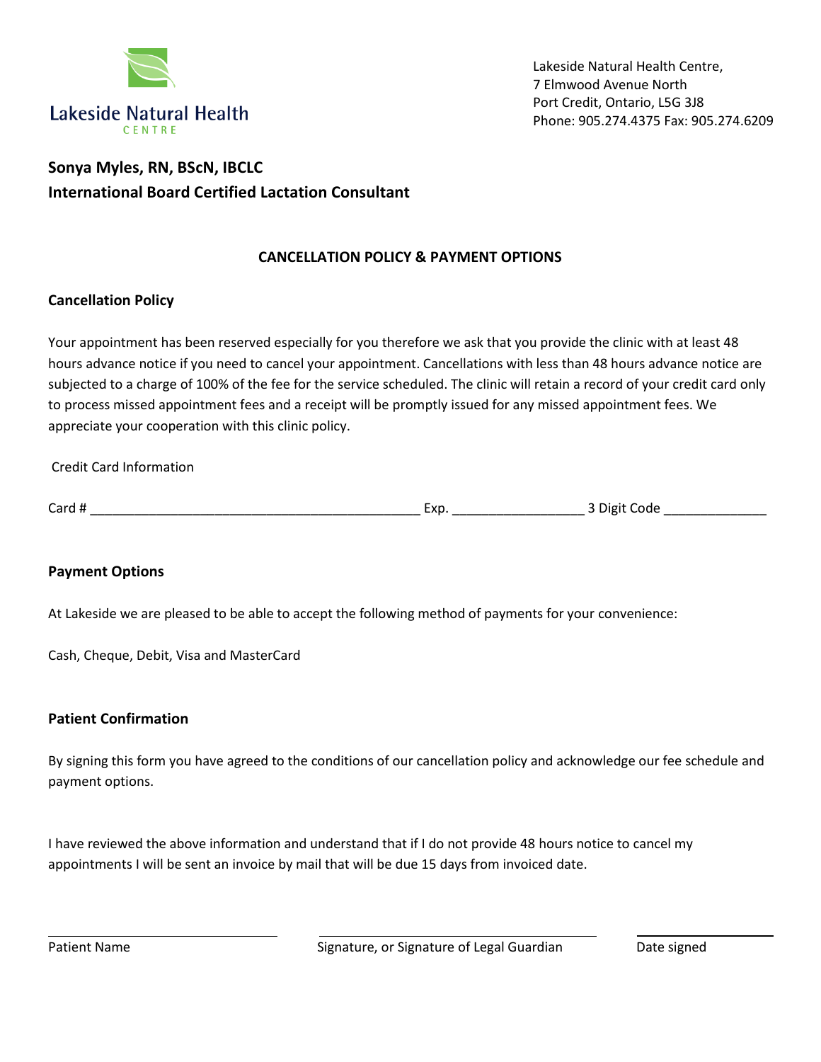Lakeside Natural Health
CENTRE

Lakeside Natural Health Centre,
7 Elmwood Avenue North
Port Credit, Ontario, L5G 3J8
Phone: 905.274.4375 Fax: 905.274.6209

**Sonya Myles, RN, BScN, IBCLC**
**International Board Certified Lactation Consultant**

## CANCELLATION POLICY & PAYMENT OPTIONS

### Cancellation Policy

Your appointment has been reserved especially for you therefore we ask that you provide the clinic with at least 48 hours advance notice if you need to cancel your appointment. Cancellations with less than 48 hours advance notice are subjected to a charge of 100% of the fee for the service scheduled. The clinic will retain a record of your credit card only to process missed appointment fees and a receipt will be promptly issued for any missed appointment fees. We appreciate your cooperation with this clinic policy.

Credit Card Information

Card # ______________________________________________ Exp. __________________ 3 Digit Code ______________

### Payment Options

At Lakeside we are pleased to be able to accept the following method of payments for your convenience:

Cash, Cheque, Debit, Visa and MasterCard

### Patient Confirmation

By signing this form you have agreed to the conditions of our cancellation policy and acknowledge our fee schedule and payment options.

I have reviewed the above information and understand that if I do not provide 48 hours notice to cancel my appointments I will be sent an invoice by mail that will be due 15 days from invoiced date.

______________________ ______________________________ ______________
Patient Name Signature, or Signature of Legal Guardian Date signed